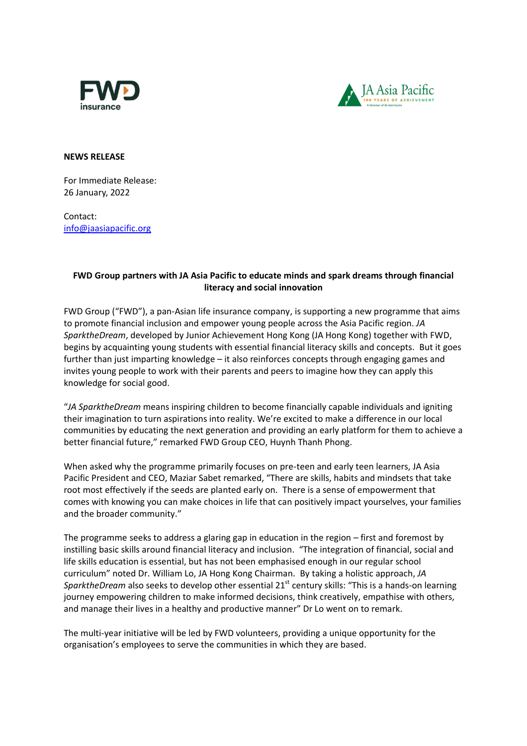**NEWS RELEASE**

For Immediate Release:
26 January, 2022

Contact:
info@jaasiapacific.org

**FWD Group partners with JA Asia Pacific to educate minds and spark dreams through financial literacy and social innovation**

FWD Group ("FWD"), a pan-Asian life insurance company, is supporting a new programme that aims to promote financial inclusion and empower young people across the Asia Pacific region. *JA SparktheDream*, developed by Junior Achievement Hong Kong (JA Hong Kong) together with FWD, begins by acquainting young students with essential financial literacy skills and concepts. But it goes further than just imparting knowledge – it also reinforces concepts through engaging games and invites young people to work with their parents and peers to imagine how they can apply this knowledge for social good.

"*JA SparktheDream* means inspiring children to become financially capable individuals and igniting their imagination to turn aspirations into reality. We're excited to make a difference in our local communities by educating the next generation and providing an early platform for them to achieve a better financial future," remarked FWD Group CEO, Huynh Thanh Phong.

When asked why the programme primarily focuses on pre-teen and early teen learners, JA Asia Pacific President and CEO, Maziar Sabet remarked, "There are skills, habits and mindsets that take root most effectively if the seeds are planted early on. There is a sense of empowerment that comes with knowing you can make choices in life that can positively impact yourselves, your families and the broader community."

The programme seeks to address a glaring gap in education in the region – first and foremost by instilling basic skills around financial literacy and inclusion. "The integration of financial, social and life skills education is essential, but has not been emphasised enough in our regular school curriculum" noted Dr. William Lo, JA Hong Kong Chairman. By taking a holistic approach, *JA SparktheDream* also seeks to develop other essential 21st century skills: "This is a hands-on learning journey empowering children to make informed decisions, think creatively, empathise with others, and manage their lives in a healthy and productive manner" Dr Lo went on to remark.

The multi-year initiative will be led by FWD volunteers, providing a unique opportunity for the organisation's employees to serve the communities in which they are based.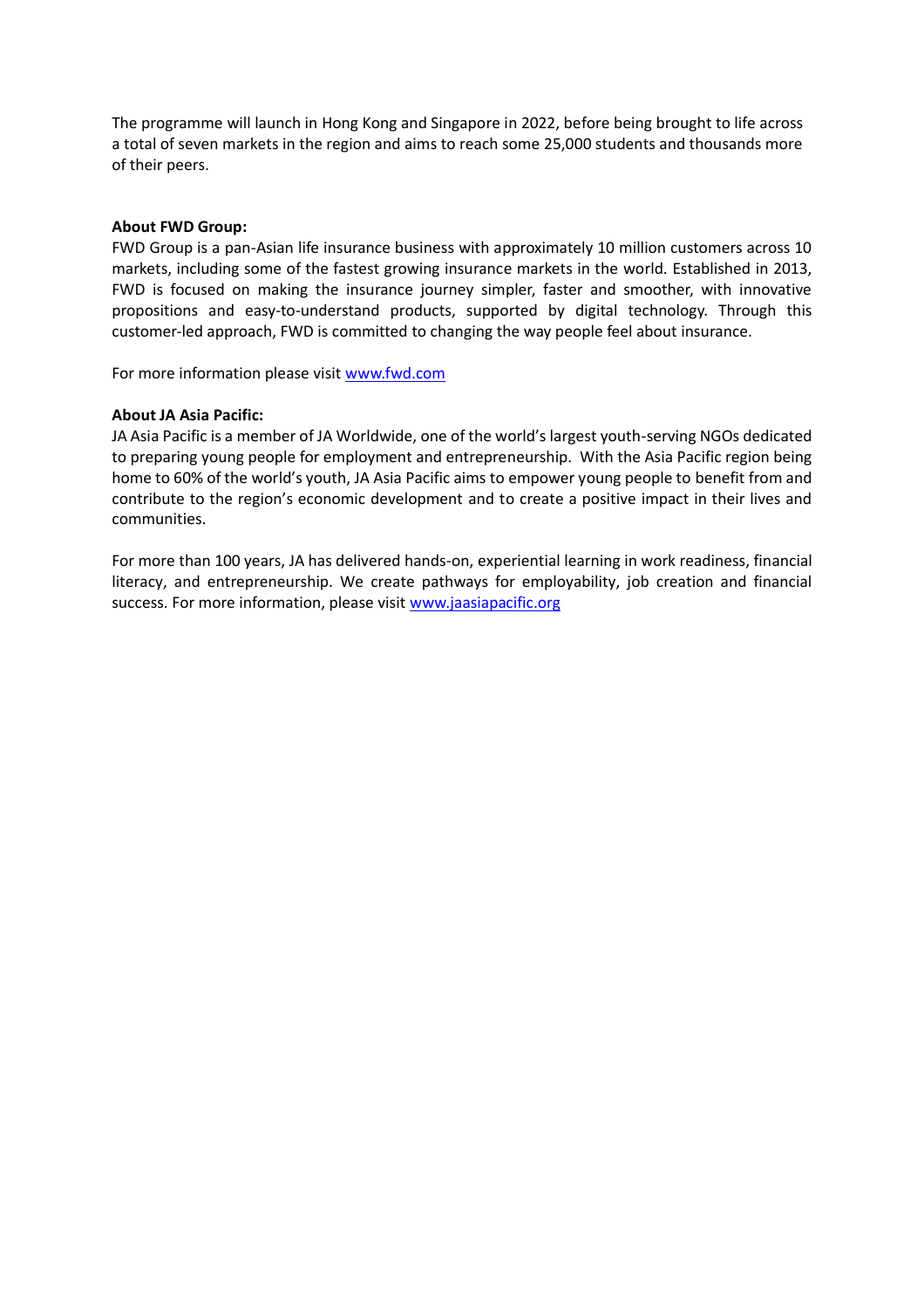The programme will launch in Hong Kong and Singapore in 2022, before being brought to life across a total of seven markets in the region and aims to reach some 25,000 students and thousands more of their peers.

**About FWD Group:**
FWD Group is a pan-Asian life insurance business with approximately 10 million customers across 10 markets, including some of the fastest growing insurance markets in the world. Established in 2013, FWD is focused on making the insurance journey simpler, faster and smoother, with innovative propositions and easy-to-understand products, supported by digital technology. Through this customer-led approach, FWD is committed to changing the way people feel about insurance.

For more information please visit www.fwd.com

**About JA Asia Pacific:**
JA Asia Pacific is a member of JA Worldwide, one of the world's largest youth-serving NGOs dedicated to preparing young people for employment and entrepreneurship. With the Asia Pacific region being home to 60% of the world's youth, JA Asia Pacific aims to empower young people to benefit from and contribute to the region's economic development and to create a positive impact in their lives and communities.

For more than 100 years, JA has delivered hands-on, experiential learning in work readiness, financial literacy, and entrepreneurship. We create pathways for employability, job creation and financial success. For more information, please visit www.jaasiapacific.org